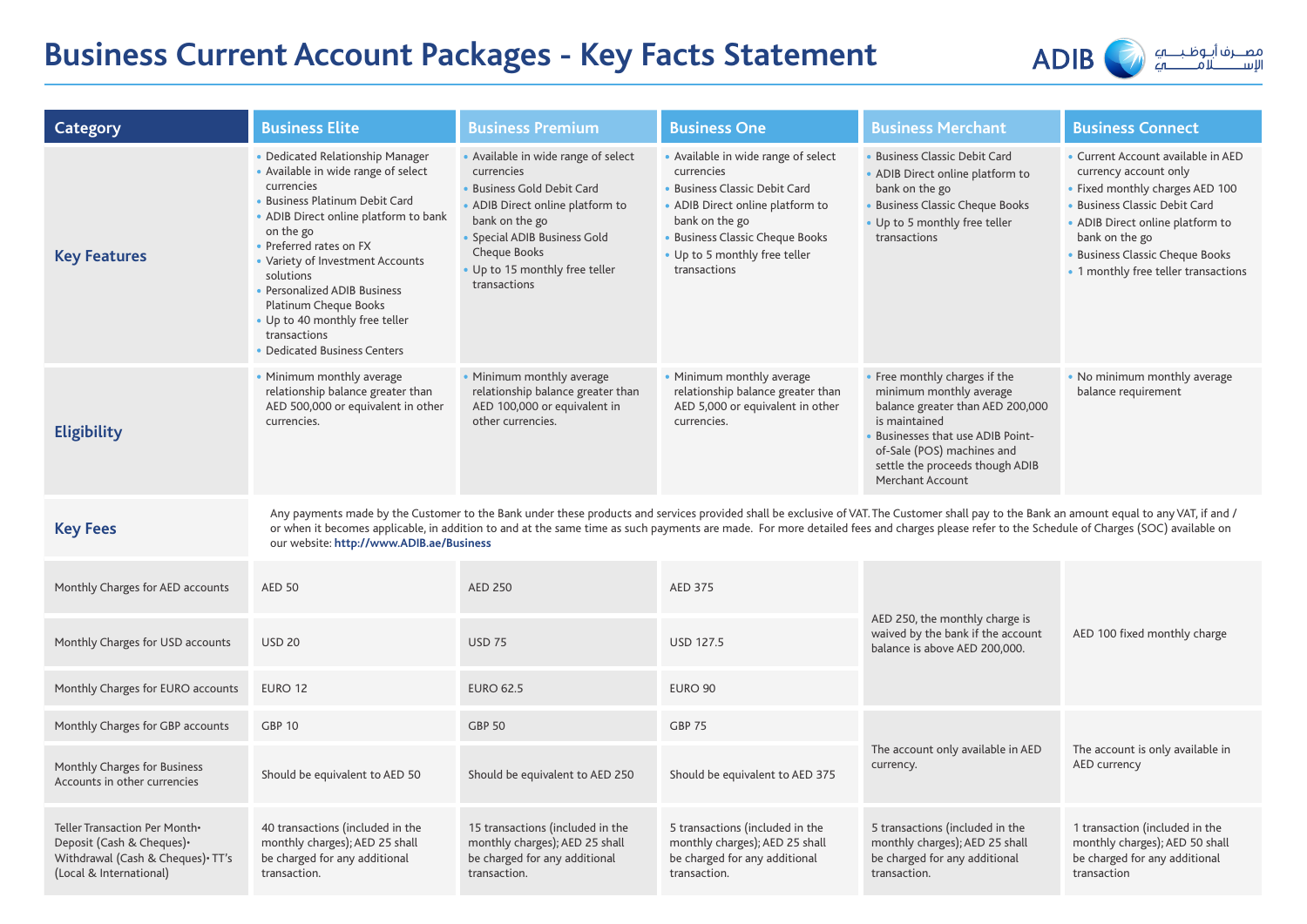# Business Current Account Packages - Key Facts Statement

ADIB مصرف أبوظبي الإسلامي

| Category | Business Elite | Business Premium | Business One | Business Merchant | Business Connect |
|---|---|---|---|---|---|
| **Key Features** | • Dedicated Relationship Manager<br>• Available in wide range of select currencies<br>• Business Platinum Debit Card<br>• ADIB Direct online platform to bank on the go<br>• Preferred rates on FX<br>• Variety of Investment Accounts solutions<br>• Personalized ADIB Business Platinum Cheque Books<br>• Up to 40 monthly free teller transactions<br>• Dedicated Business Centers | • Available in wide range of select currencies<br>• Business Gold Debit Card<br>• ADIB Direct online platform to bank on the go<br>• Special ADIB Business Gold Cheque Books<br>• Up to 15 monthly free teller transactions | • Available in wide range of select currencies<br>• Business Classic Debit Card<br>• ADIB Direct online platform to bank on the go<br>• Business Classic Cheque Books<br>• Up to 5 monthly free teller transactions | • Business Classic Debit Card<br>• ADIB Direct online platform to bank on the go<br>• Business Classic Cheque Books<br>• Up to 5 monthly free teller transactions | • Current Account available in AED currency account only<br>• Fixed monthly charges AED 100<br>• Business Classic Debit Card<br>• ADIB Direct online platform to bank on the go<br>• Business Classic Cheque Books<br>• 1 monthly free teller transactions |
| **Eligibility** | • Minimum monthly average relationship balance greater than AED 500,000 or equivalent in other currencies. | • Minimum monthly average relationship balance greater than AED 100,000 or equivalent in other currencies. | • Minimum monthly average relationship balance greater than AED 5,000 or equivalent in other currencies. | • Free monthly charges if the minimum monthly average balance greater than AED 200,000 is maintained<br>• Businesses that use ADIB Point-of-Sale (POS) machines and settle the proceeds though ADIB Merchant Account | • No minimum monthly average balance requirement |
| **Key Fees** | Any payments made by the Customer to the Bank under these products and services provided shall be exclusive of VAT. The Customer shall pay to the Bank an amount equal to any VAT, if and / or when it becomes applicable, in addition to and at the same time as such payments are made. For more detailed fees and charges please refer to the Schedule of Charges (SOC) available on our website: **http://www.ADIB.ae/Business** | | | | |
| Monthly Charges for AED accounts | AED 50 | AED 250 | AED 375 | AED 250, the monthly charge is waived by the bank if the account balance is above AED 200,000. | AED 100 fixed monthly charge |
| Monthly Charges for USD accounts | USD 20 | USD 75 | USD 127.5 | | |
| Monthly Charges for EURO accounts | EURO 12 | EURO 62.5 | EURO 90 | | |
| Monthly Charges for GBP accounts | GBP 10 | GBP 50 | GBP 75 | The account only available in AED currency. | The account is only available in AED currency |
| Monthly Charges for Business Accounts in other currencies | Should be equivalent to AED 50 | Should be equivalent to AED 250 | Should be equivalent to AED 375 | | |
| Teller Transaction Per Month• Deposit (Cash & Cheques)• Withdrawal (Cash & Cheques)• TT's (Local & International) | 40 transactions (included in the monthly charges); AED 25 shall be charged for any additional transaction. | 15 transactions (included in the monthly charges); AED 25 shall be charged for any additional transaction. | 5 transactions (included in the monthly charges); AED 25 shall be charged for any additional transaction. | 5 transactions (included in the monthly charges); AED 25 shall be charged for any additional transaction. | 1 transaction (included in the monthly charges); AED 50 shall be charged for any additional transaction |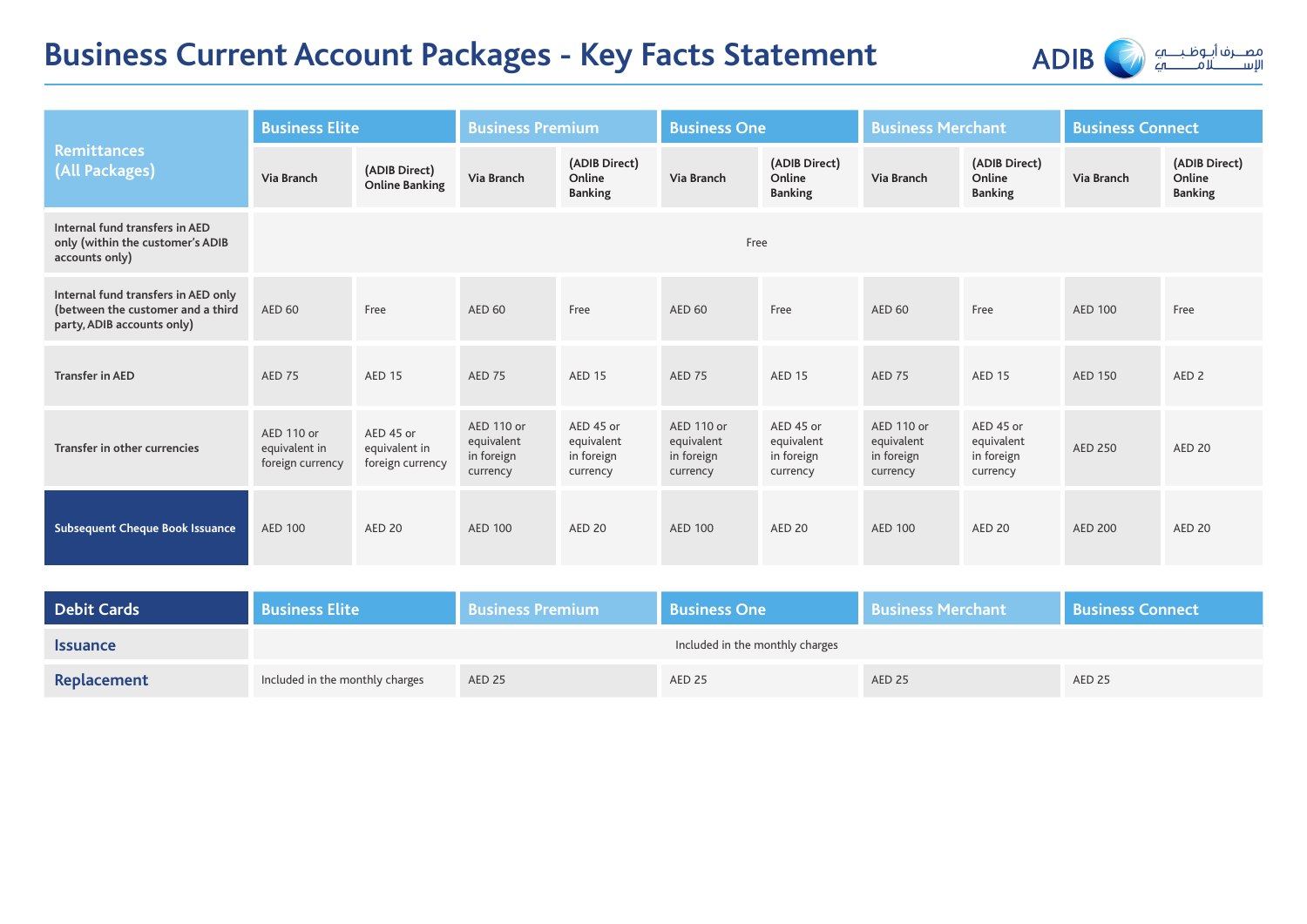# Business Current Account Packages - Key Facts Statement

| Remittances (All Packages) | Business Elite | | Business Premium | | Business One | | Business Merchant | | Business Connect | |
|---|---|---|---|---|---|---|---|---|---|---|
| | Via Branch | (ADIB Direct) Online Banking | Via Branch | (ADIB Direct) Online Banking | Via Branch | (ADIB Direct) Online Banking | Via Branch | (ADIB Direct) Online Banking | Via Branch | (ADIB Direct) Online Banking |
| Internal fund transfers in AED only (within the customer's ADIB accounts only) | Free | | | | | | | | | |
| Internal fund transfers in AED only (between the customer and a third party, ADIB accounts only) | AED 60 | Free | AED 60 | Free | AED 60 | Free | AED 60 | Free | AED 100 | Free |
| Transfer in AED | AED 75 | AED 15 | AED 75 | AED 15 | AED 75 | AED 15 | AED 75 | AED 15 | AED 150 | AED 2 |
| Transfer in other currencies | AED 110 or equivalent in foreign currency | AED 45 or equivalent in foreign currency | AED 110 or equivalent in foreign currency | AED 45 or equivalent in foreign currency | AED 110 or equivalent in foreign currency | AED 45 or equivalent in foreign currency | AED 110 or equivalent in foreign currency | AED 45 or equivalent in foreign currency | AED 250 | AED 20 |
| Subsequent Cheque Book Issuance | AED 100 | AED 20 | AED 100 | AED 20 | AED 100 | AED 20 | AED 100 | AED 20 | AED 200 | AED 20 |

| Debit Cards | Business Elite | Business Premium | Business One | Business Merchant | Business Connect |
|---|---|---|---|---|---|
| Issuance | Included in the monthly charges | | | | |
| Replacement | Included in the monthly charges | AED 25 | AED 25 | AED 25 | AED 25 |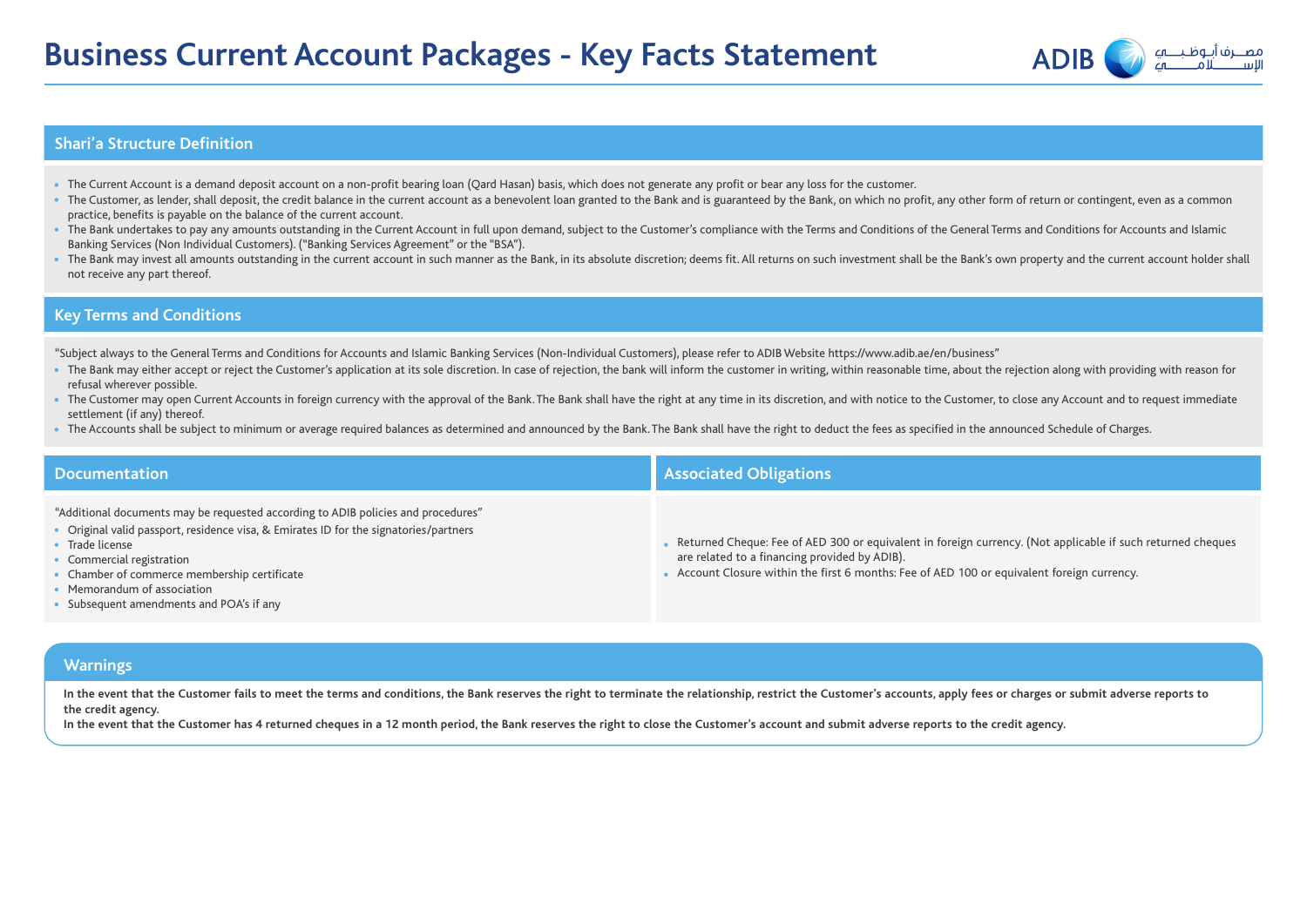# Business Current Account Packages - Key Facts Statement

## Shari'a Structure Definition

- The Current Account is a demand deposit account on a non-profit bearing loan (Qard Hasan) basis, which does not generate any profit or bear any loss for the customer.
- The Customer, as lender, shall deposit, the credit balance in the current account as a benevolent loan granted to the Bank and is guaranteed by the Bank, on which no profit, any other form of return or contingent, even as a common practice, benefits is payable on the balance of the current account.
- The Bank undertakes to pay any amounts outstanding in the Current Account in full upon demand, subject to the Customer's compliance with the Terms and Conditions of the General Terms and Conditions for Accounts and Islamic Banking Services (Non Individual Customers). ("Banking Services Agreement" or the "BSA").
- The Bank may invest all amounts outstanding in the current account in such manner as the Bank, in its absolute discretion; deems fit. All returns on such investment shall be the Bank's own property and the current account holder shall not receive any part thereof.

## Key Terms and Conditions

"Subject always to the General Terms and Conditions for Accounts and Islamic Banking Services (Non-Individual Customers), please refer to ADIB Website https://www.adib.ae/en/business"

- The Bank may either accept or reject the Customer's application at its sole discretion. In case of rejection, the bank will inform the customer in writing, within reasonable time, about the rejection along with providing with reason for refusal wherever possible.
- The Customer may open Current Accounts in foreign currency with the approval of the Bank. The Bank shall have the right at any time in its discretion, and with notice to the Customer, to close any Account and to request immediate settlement (if any) thereof.
- The Accounts shall be subject to minimum or average required balances as determined and announced by the Bank. The Bank shall have the right to deduct the fees as specified in the announced Schedule of Charges.

## Documentation

"Additional documents may be requested according to ADIB policies and procedures"

- Original valid passport, residence visa, & Emirates ID for the signatories/partners
- Trade license
- Commercial registration
- Chamber of commerce membership certificate
- Memorandum of association
- Subsequent amendments and POA's if any

## Associated Obligations

- Returned Cheque: Fee of AED 300 or equivalent in foreign currency. (Not applicable if such returned cheques are related to a financing provided by ADIB).
- Account Closure within the first 6 months: Fee of AED 100 or equivalent foreign currency.

## Warnings

**In the event that the Customer fails to meet the terms and conditions, the Bank reserves the right to terminate the relationship, restrict the Customer's accounts, apply fees or charges or submit adverse reports to the credit agency.**
**In the event that the Customer has 4 returned cheques in a 12 month period, the Bank reserves the right to close the Customer's account and submit adverse reports to the credit agency.**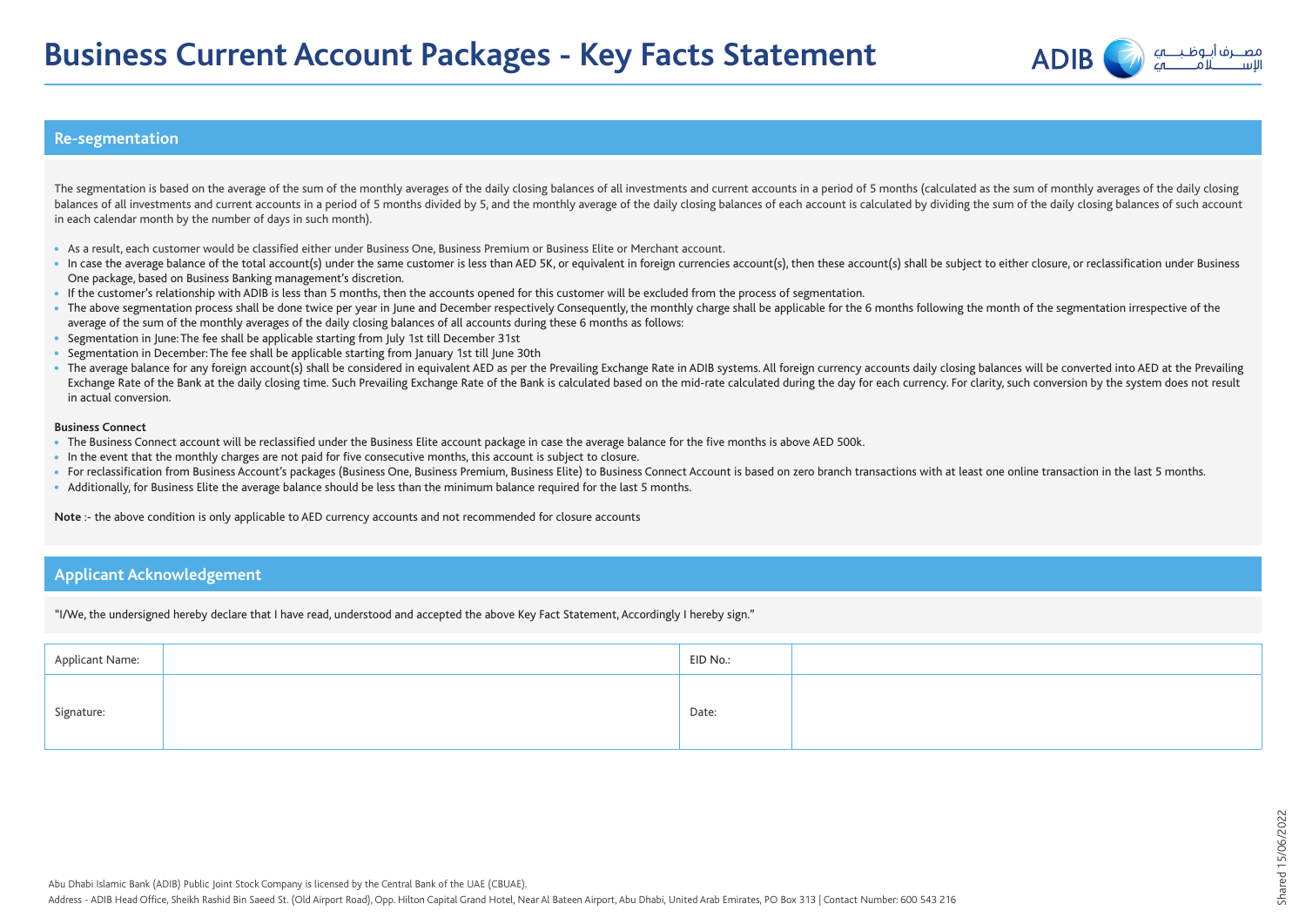# Business Current Account Packages - Key Facts Statement

## Re-segmentation

The segmentation is based on the average of the sum of the monthly averages of the daily closing balances of all investments and current accounts in a period of 5 months (calculated as the sum of monthly averages of the daily closing balances of all investments and current accounts in a period of 5 months divided by 5, and the monthly average of the daily closing balances of each account is calculated by dividing the sum of the daily closing balances of such account in each calendar month by the number of days in such month).

- As a result, each customer would be classified either under Business One, Business Premium or Business Elite or Merchant account.
- In case the average balance of the total account(s) under the same customer is less than AED 5K, or equivalent in foreign currencies account(s), then these account(s) shall be subject to either closure, or reclassification under Business One package, based on Business Banking management's discretion.
- If the customer's relationship with ADIB is less than 5 months, then the accounts opened for this customer will be excluded from the process of segmentation.
- The above segmentation process shall be done twice per year in June and December respectively Consequently, the monthly charge shall be applicable for the 6 months following the month of the segmentation irrespective of the average of the sum of the monthly averages of the daily closing balances of all accounts during these 6 months as follows:
- Segmentation in June: The fee shall be applicable starting from July 1st till December 31st
- Segmentation in December: The fee shall be applicable starting from January 1st till June 30th
- The average balance for any foreign account(s) shall be considered in equivalent AED as per the Prevailing Exchange Rate in ADIB systems. All foreign currency accounts daily closing balances will be converted into AED at the Prevailing Exchange Rate of the Bank at the daily closing time. Such Prevailing Exchange Rate of the Bank is calculated based on the mid-rate calculated during the day for each currency. For clarity, such conversion by the system does not result in actual conversion.

**Business Connect**

- The Business Connect account will be reclassified under the Business Elite account package in case the average balance for the five months is above AED 500k.
- In the event that the monthly charges are not paid for five consecutive months, this account is subject to closure.
- For reclassification from Business Account's packages (Business One, Business Premium, Business Elite) to Business Connect Account is based on zero branch transactions with at least one online transaction in the last 5 months.
- Additionally, for Business Elite the average balance should be less than the minimum balance required for the last 5 months.

**Note** :- the above condition is only applicable to AED currency accounts and not recommended for closure accounts

## Applicant Acknowledgement

"I/We, the undersigned hereby declare that I have read, understood and accepted the above Key Fact Statement, Accordingly I hereby sign."

| | | | |
|---|---|---|---|
| Applicant Name: | | EID No.: | |
| Signature: | | Date: | |

Abu Dhabi Islamic Bank (ADIB) Public Joint Stock Company is licensed by the Central Bank of the UAE (CBUAE).

Address - ADIB Head Office, Sheikh Rashid Bin Saeed St. (Old Airport Road), Opp. Hilton Capital Grand Hotel, Near Al Bateen Airport, Abu Dhabi, United Arab Emirates, PO Box 313 | Contact Number: 600 543 216

Shared 15/06/2022